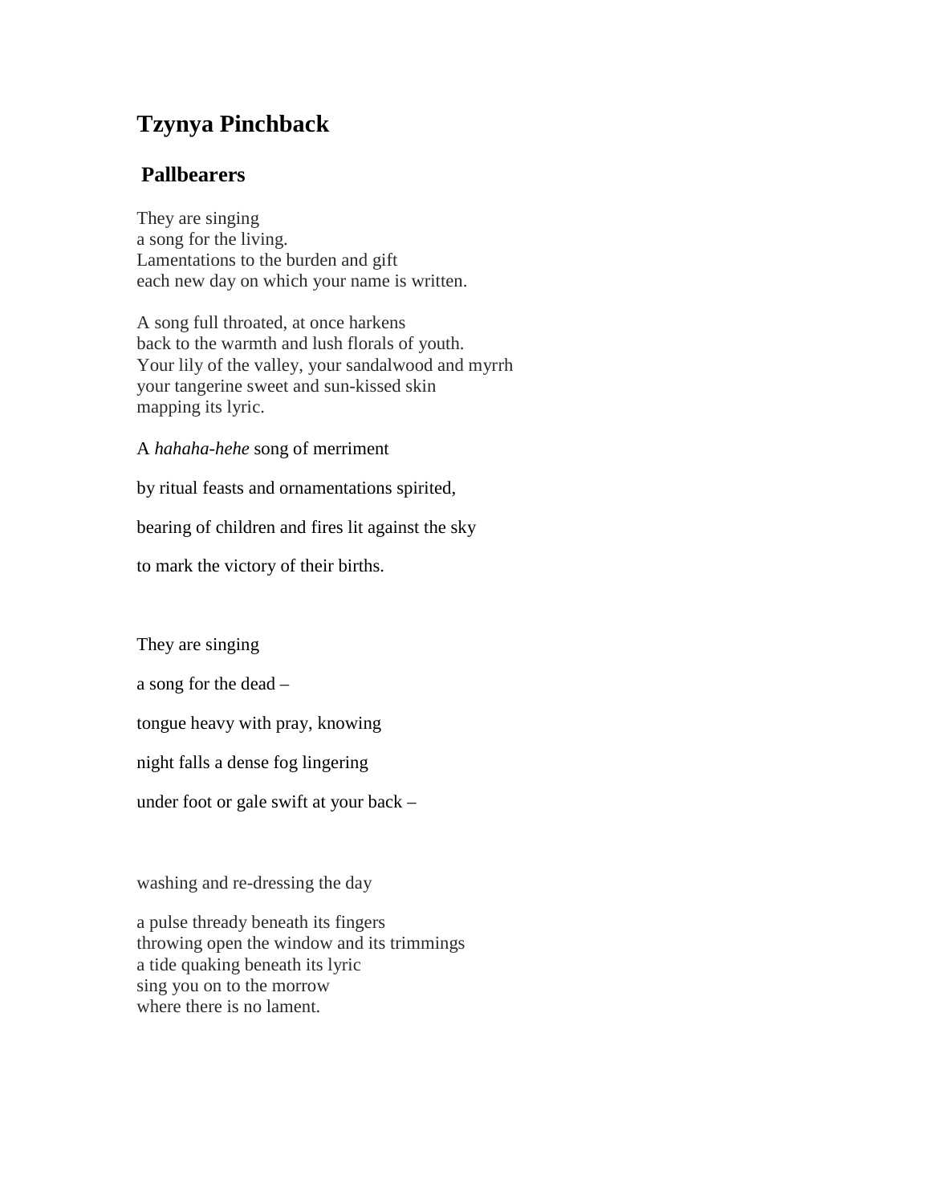# Tzynya Pinchback

## Pallbearers

They are singing  
a song for the living.  
Lamentations to the burden and gift  
each new day on which your name is written.

A song full throated, at once harkens  
back to the warmth and lush florals of youth.  
Your lily of the valley, your sandalwood and myrrh  
your tangerine sweet and sun-kissed skin  
mapping its lyric.

A *hahaha-hehe* song of merriment

by ritual feasts and ornamentations spirited,

bearing of children and fires lit against the sky

to mark the victory of their births.

They are singing

a song for the dead –

tongue heavy with pray, knowing

night falls a dense fog lingering

under foot or gale swift at your back –

washing and re-dressing the day

a pulse thready beneath its fingers  
throwing open the window and its trimmings  
a tide quaking beneath its lyric  
sing you on to the morrow  
where there is no lament.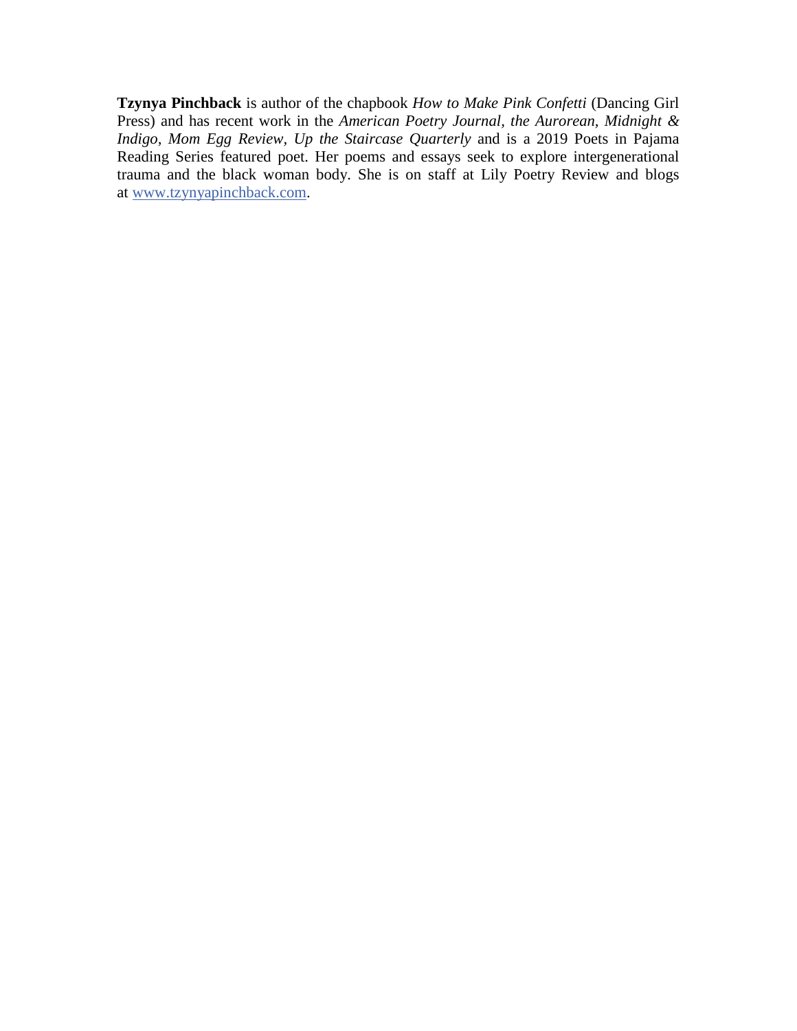**Tzynya Pinchback** is author of the chapbook *How to Make Pink Confetti* (Dancing Girl Press) and has recent work in the *American Poetry Journal, the Aurorean, Midnight & Indigo, Mom Egg Review, Up the Staircase Quarterly* and is a 2019 Poets in Pajama Reading Series featured poet. Her poems and essays seek to explore intergenerational trauma and the black woman body. She is on staff at Lily Poetry Review and blogs at [www.tzynyapinchback.com](http://www.tzynyapinchback.com).